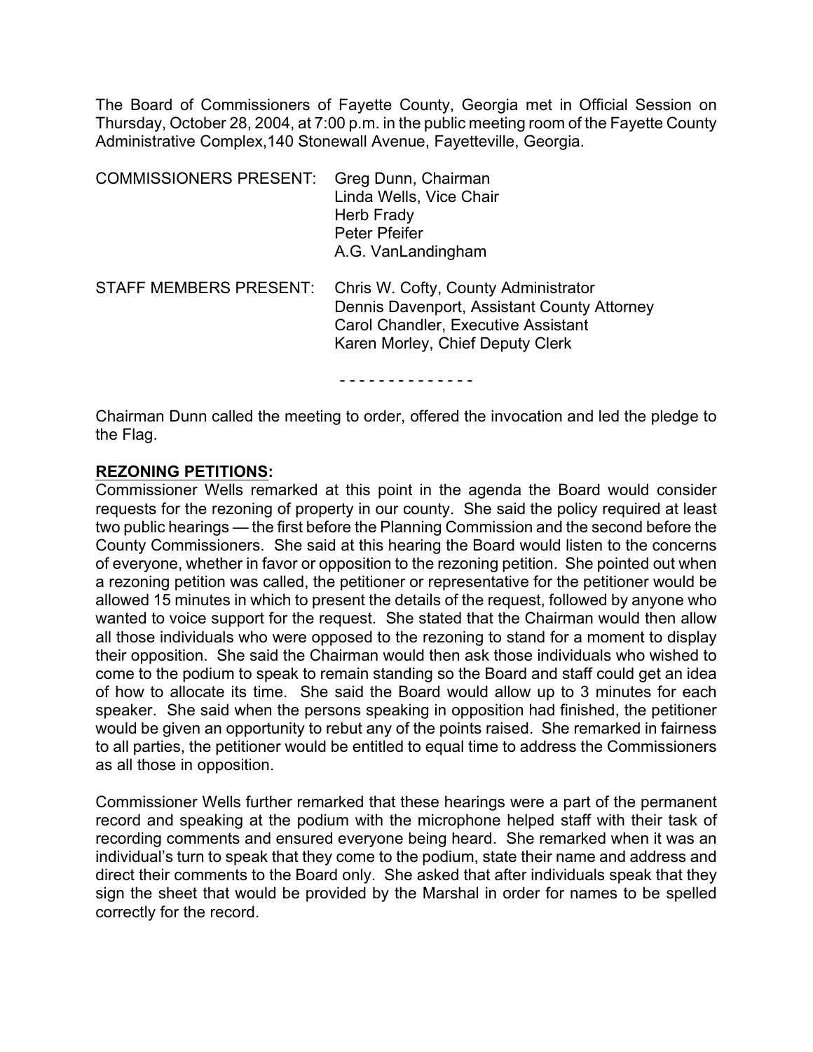The Board of Commissioners of Fayette County, Georgia met in Official Session on Thursday, October 28, 2004, at 7:00 p.m. in the public meeting room of the Fayette County Administrative Complex,140 Stonewall Avenue, Fayetteville, Georgia.

COMMISSIONERS PRESENT: Greg Dunn, Chairman
Linda Wells, Vice Chair
Herb Frady
Peter Pfeifer
A.G. VanLandingham

STAFF MEMBERS PRESENT: Chris W. Cofty, County Administrator
Dennis Davenport, Assistant County Attorney
Carol Chandler, Executive Assistant
Karen Morley, Chief Deputy Clerk

- - - - - - - - - - - - - -

Chairman Dunn called the meeting to order, offered the invocation and led the pledge to the Flag.

**REZONING PETITIONS:**

Commissioner Wells remarked at this point in the agenda the Board would consider requests for the rezoning of property in our county. She said the policy required at least two public hearings — the first before the Planning Commission and the second before the County Commissioners. She said at this hearing the Board would listen to the concerns of everyone, whether in favor or opposition to the rezoning petition. She pointed out when a rezoning petition was called, the petitioner or representative for the petitioner would be allowed 15 minutes in which to present the details of the request, followed by anyone who wanted to voice support for the request. She stated that the Chairman would then allow all those individuals who were opposed to the rezoning to stand for a moment to display their opposition. She said the Chairman would then ask those individuals who wished to come to the podium to speak to remain standing so the Board and staff could get an idea of how to allocate its time. She said the Board would allow up to 3 minutes for each speaker. She said when the persons speaking in opposition had finished, the petitioner would be given an opportunity to rebut any of the points raised. She remarked in fairness to all parties, the petitioner would be entitled to equal time to address the Commissioners as all those in opposition.

Commissioner Wells further remarked that these hearings were a part of the permanent record and speaking at the podium with the microphone helped staff with their task of recording comments and ensured everyone being heard. She remarked when it was an individual's turn to speak that they come to the podium, state their name and address and direct their comments to the Board only. She asked that after individuals speak that they sign the sheet that would be provided by the Marshal in order for names to be spelled correctly for the record.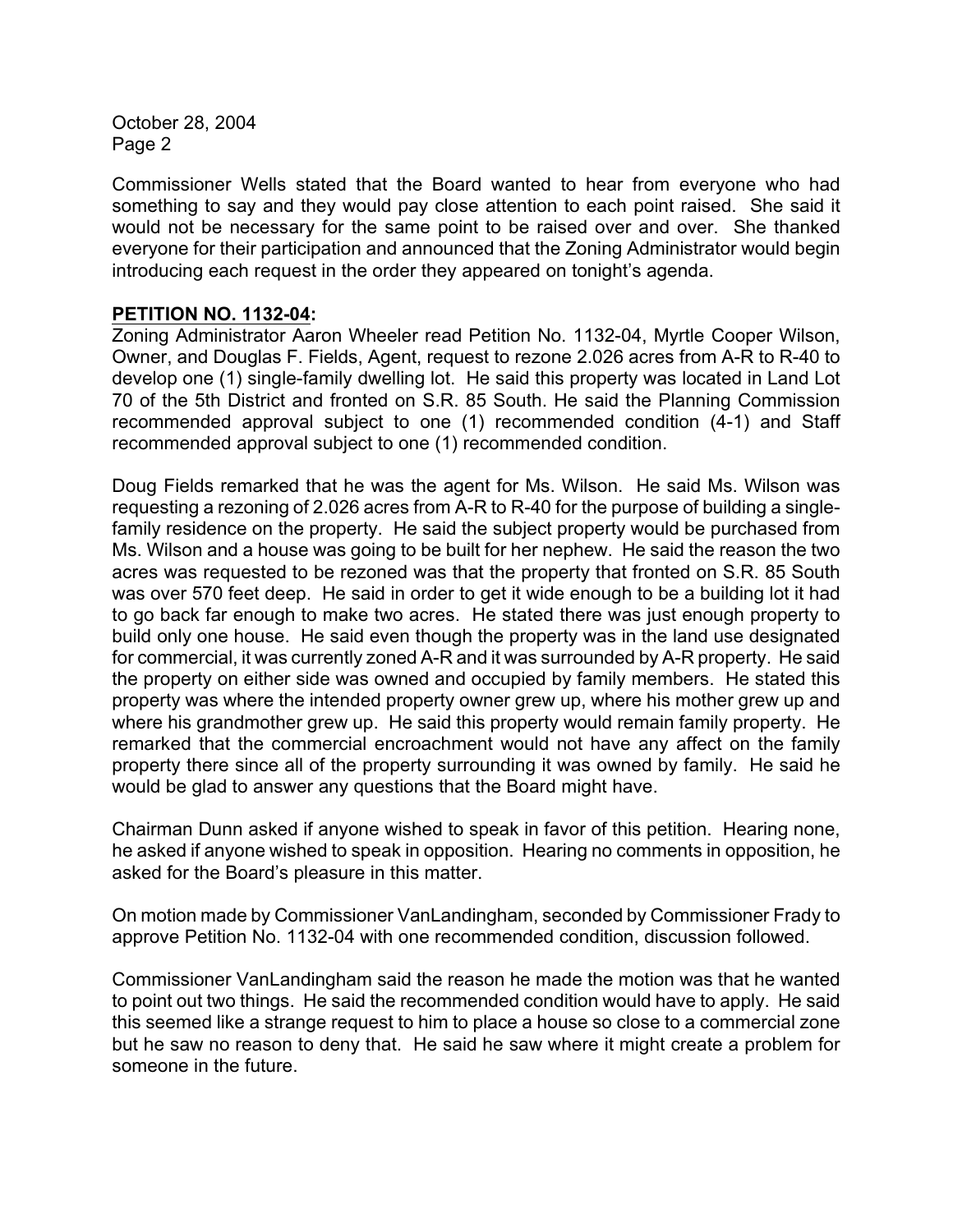Commissioner Wells stated that the Board wanted to hear from everyone who had something to say and they would pay close attention to each point raised. She said it would not be necessary for the same point to be raised over and over. She thanked everyone for their participation and announced that the Zoning Administrator would begin introducing each request in the order they appeared on tonight's agenda.

**PETITION NO. 1132-04:**

Zoning Administrator Aaron Wheeler read Petition No. 1132-04, Myrtle Cooper Wilson, Owner, and Douglas F. Fields, Agent, request to rezone 2.026 acres from A-R to R-40 to develop one (1) single-family dwelling lot. He said this property was located in Land Lot 70 of the 5th District and fronted on S.R. 85 South. He said the Planning Commission recommended approval subject to one (1) recommended condition (4-1) and Staff recommended approval subject to one (1) recommended condition.

Doug Fields remarked that he was the agent for Ms. Wilson. He said Ms. Wilson was requesting a rezoning of 2.026 acres from A-R to R-40 for the purpose of building a single-family residence on the property. He said the subject property would be purchased from Ms. Wilson and a house was going to be built for her nephew. He said the reason the two acres was requested to be rezoned was that the property that fronted on S.R. 85 South was over 570 feet deep. He said in order to get it wide enough to be a building lot it had to go back far enough to make two acres. He stated there was just enough property to build only one house. He said even though the property was in the land use designated for commercial, it was currently zoned A-R and it was surrounded by A-R property. He said the property on either side was owned and occupied by family members. He stated this property was where the intended property owner grew up, where his mother grew up and where his grandmother grew up. He said this property would remain family property. He remarked that the commercial encroachment would not have any affect on the family property there since all of the property surrounding it was owned by family. He said he would be glad to answer any questions that the Board might have.

Chairman Dunn asked if anyone wished to speak in favor of this petition. Hearing none, he asked if anyone wished to speak in opposition. Hearing no comments in opposition, he asked for the Board's pleasure in this matter.

On motion made by Commissioner VanLandingham, seconded by Commissioner Frady to approve Petition No. 1132-04 with one recommended condition, discussion followed.

Commissioner VanLandingham said the reason he made the motion was that he wanted to point out two things. He said the recommended condition would have to apply. He said this seemed like a strange request to him to place a house so close to a commercial zone but he saw no reason to deny that. He said he saw where it might create a problem for someone in the future.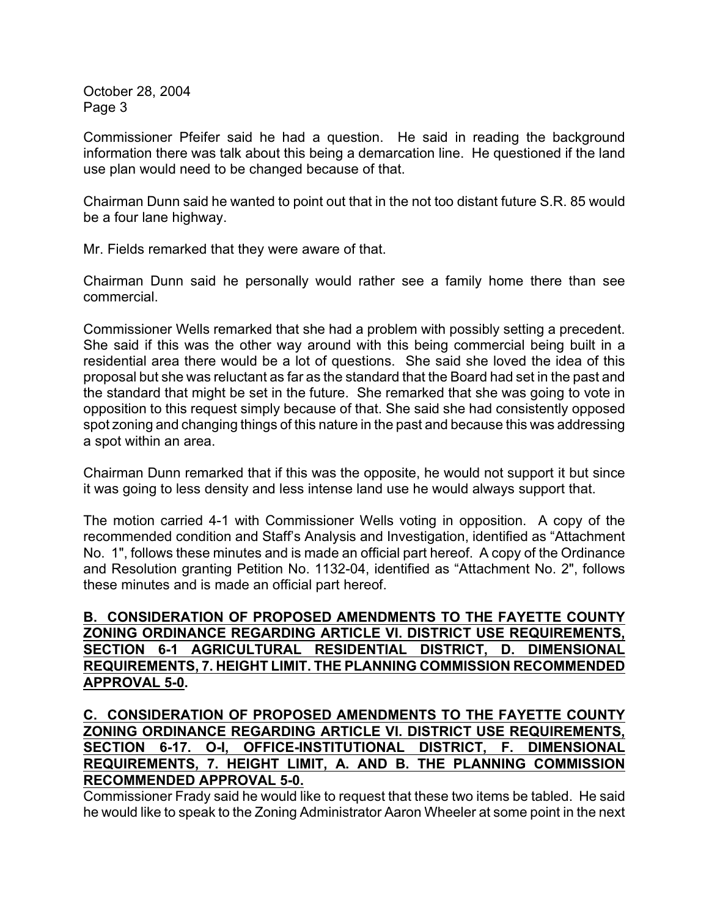Commissioner Pfeifer said he had a question. He said in reading the background information there was talk about this being a demarcation line. He questioned if the land use plan would need to be changed because of that.

Chairman Dunn said he wanted to point out that in the not too distant future S.R. 85 would be a four lane highway.

Mr. Fields remarked that they were aware of that.

Chairman Dunn said he personally would rather see a family home there than see commercial.

Commissioner Wells remarked that she had a problem with possibly setting a precedent. She said if this was the other way around with this being commercial being built in a residential area there would be a lot of questions. She said she loved the idea of this proposal but she was reluctant as far as the standard that the Board had set in the past and the standard that might be set in the future. She remarked that she was going to vote in opposition to this request simply because of that. She said she had consistently opposed spot zoning and changing things of this nature in the past and because this was addressing a spot within an area.

Chairman Dunn remarked that if this was the opposite, he would not support it but since it was going to less density and less intense land use he would always support that.

The motion carried 4-1 with Commissioner Wells voting in opposition. A copy of the recommended condition and Staff's Analysis and Investigation, identified as "Attachment No. 1", follows these minutes and is made an official part hereof. A copy of the Ordinance and Resolution granting Petition No. 1132-04, identified as "Attachment No. 2", follows these minutes and is made an official part hereof.

**B. CONSIDERATION OF PROPOSED AMENDMENTS TO THE FAYETTE COUNTY ZONING ORDINANCE REGARDING ARTICLE VI. DISTRICT USE REQUIREMENTS, SECTION 6-1 AGRICULTURAL RESIDENTIAL DISTRICT, D. DIMENSIONAL REQUIREMENTS, 7. HEIGHT LIMIT. THE PLANNING COMMISSION RECOMMENDED APPROVAL 5-0.**

**C. CONSIDERATION OF PROPOSED AMENDMENTS TO THE FAYETTE COUNTY ZONING ORDINANCE REGARDING ARTICLE VI. DISTRICT USE REQUIREMENTS, SECTION 6-17. O-I, OFFICE-INSTITUTIONAL DISTRICT, F. DIMENSIONAL REQUIREMENTS, 7. HEIGHT LIMIT, A. AND B. THE PLANNING COMMISSION RECOMMENDED APPROVAL 5-0.**

Commissioner Frady said he would like to request that these two items be tabled. He said he would like to speak to the Zoning Administrator Aaron Wheeler at some point in the next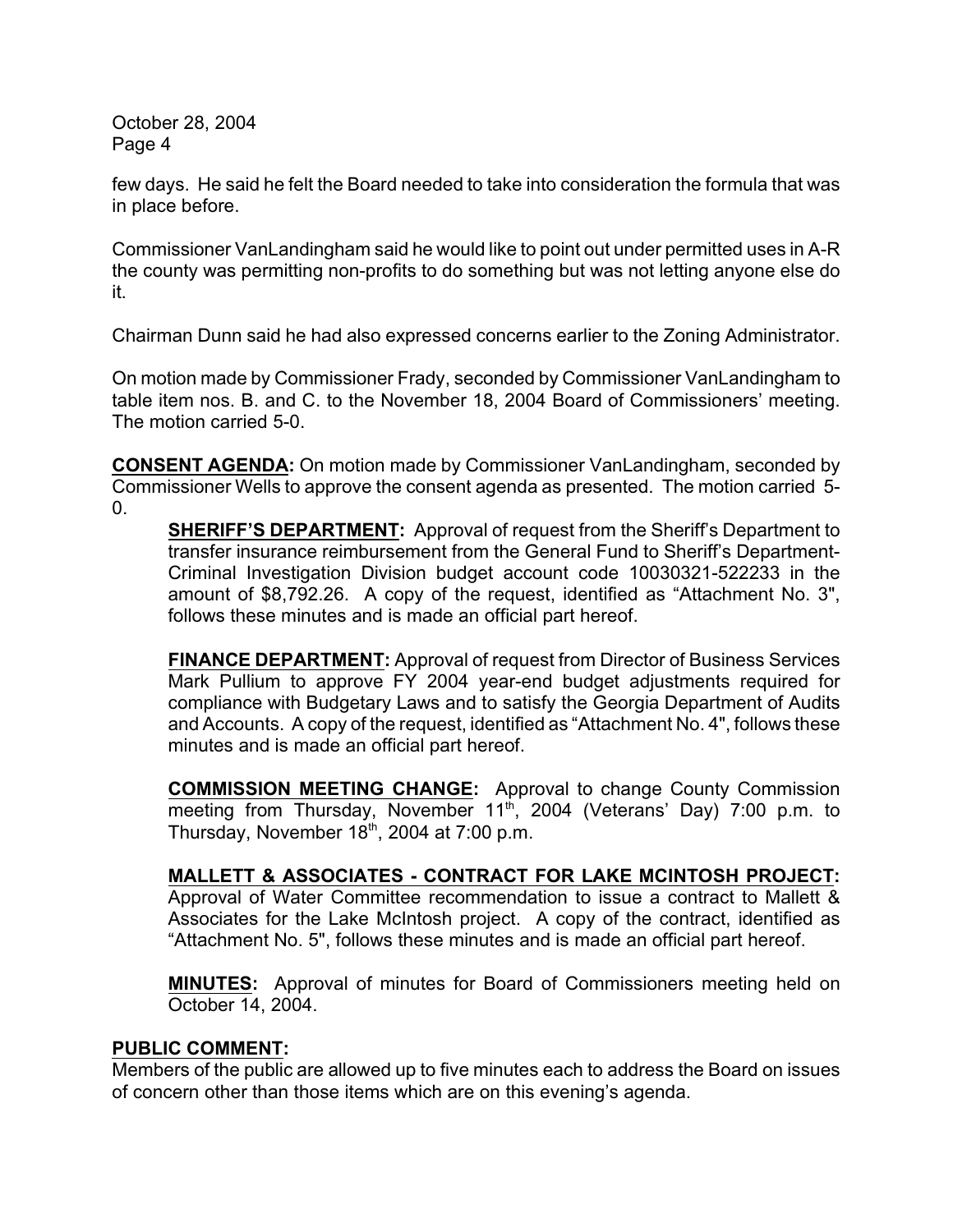few days. He said he felt the Board needed to take into consideration the formula that was in place before.

Commissioner VanLandingham said he would like to point out under permitted uses in A-R the county was permitting non-profits to do something but was not letting anyone else do it.

Chairman Dunn said he had also expressed concerns earlier to the Zoning Administrator.

On motion made by Commissioner Frady, seconded by Commissioner VanLandingham to table item nos. B. and C. to the November 18, 2004 Board of Commissioners' meeting. The motion carried 5-0.

**CONSENT AGENDA:** On motion made by Commissioner VanLandingham, seconded by Commissioner Wells to approve the consent agenda as presented. The motion carried 5-0.

**SHERIFF'S DEPARTMENT:** Approval of request from the Sheriff's Department to transfer insurance reimbursement from the General Fund to Sheriff's Department-Criminal Investigation Division budget account code 10030321-522233 in the amount of $8,792.26. A copy of the request, identified as "Attachment No. 3", follows these minutes and is made an official part hereof.

**FINANCE DEPARTMENT:** Approval of request from Director of Business Services Mark Pullium to approve FY 2004 year-end budget adjustments required for compliance with Budgetary Laws and to satisfy the Georgia Department of Audits and Accounts. A copy of the request, identified as "Attachment No. 4", follows these minutes and is made an official part hereof.

**COMMISSION MEETING CHANGE:** Approval to change County Commission meeting from Thursday, November 11th, 2004 (Veterans' Day) 7:00 p.m. to Thursday, November 18th, 2004 at 7:00 p.m.

**MALLETT & ASSOCIATES - CONTRACT FOR LAKE MCINTOSH PROJECT:** Approval of Water Committee recommendation to issue a contract to Mallett & Associates for the Lake McIntosh project. A copy of the contract, identified as "Attachment No. 5", follows these minutes and is made an official part hereof.

**MINUTES:** Approval of minutes for Board of Commissioners meeting held on October 14, 2004.

**PUBLIC COMMENT:**

Members of the public are allowed up to five minutes each to address the Board on issues of concern other than those items which are on this evening's agenda.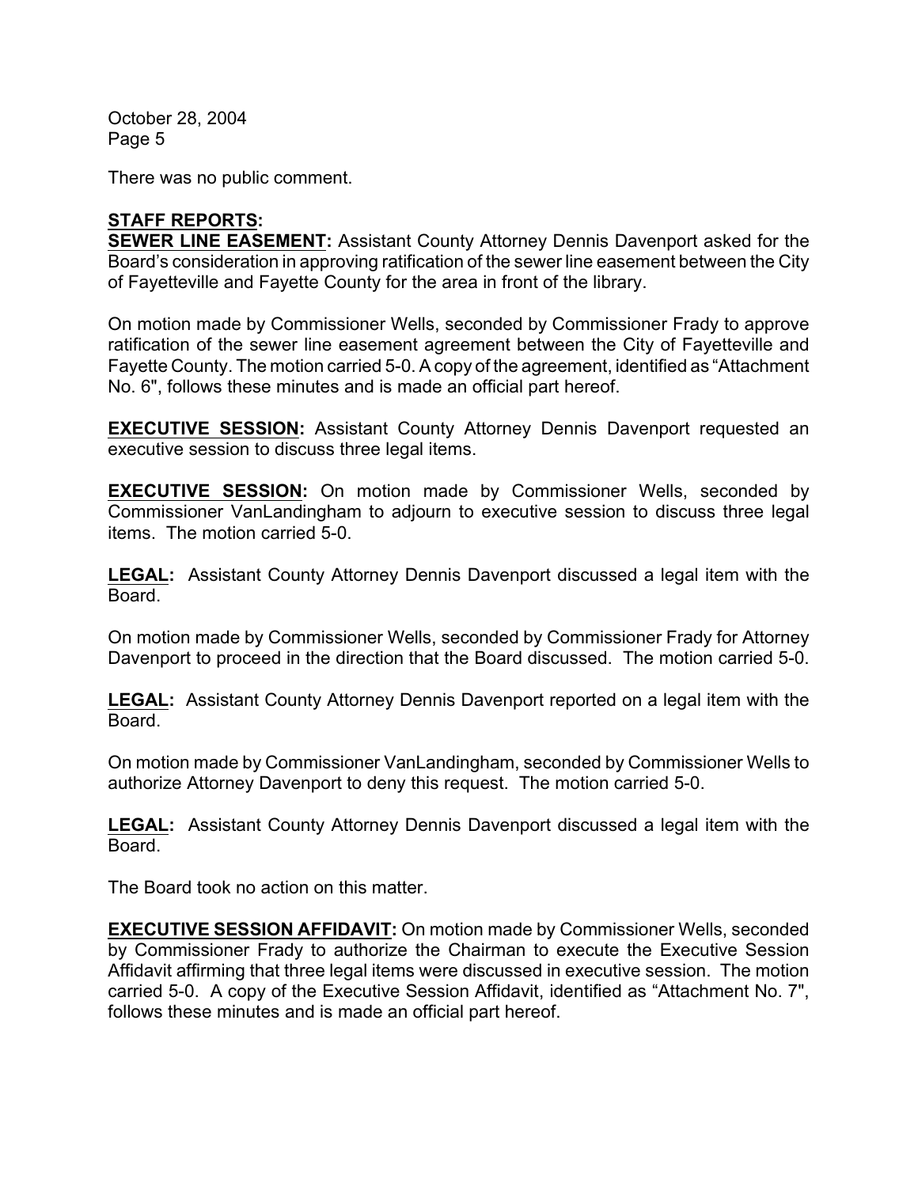There was no public comment.

**STAFF REPORTS:**

**SEWER LINE EASEMENT:** Assistant County Attorney Dennis Davenport asked for the Board's consideration in approving ratification of the sewer line easement between the City of Fayetteville and Fayette County for the area in front of the library.

On motion made by Commissioner Wells, seconded by Commissioner Frady to approve ratification of the sewer line easement agreement between the City of Fayetteville and Fayette County. The motion carried 5-0. A copy of the agreement, identified as "Attachment No. 6", follows these minutes and is made an official part hereof.

**EXECUTIVE SESSION:** Assistant County Attorney Dennis Davenport requested an executive session to discuss three legal items.

**EXECUTIVE SESSION:** On motion made by Commissioner Wells, seconded by Commissioner VanLandingham to adjourn to executive session to discuss three legal items. The motion carried 5-0.

**LEGAL:** Assistant County Attorney Dennis Davenport discussed a legal item with the Board.

On motion made by Commissioner Wells, seconded by Commissioner Frady for Attorney Davenport to proceed in the direction that the Board discussed. The motion carried 5-0.

**LEGAL:** Assistant County Attorney Dennis Davenport reported on a legal item with the Board.

On motion made by Commissioner VanLandingham, seconded by Commissioner Wells to authorize Attorney Davenport to deny this request. The motion carried 5-0.

**LEGAL:** Assistant County Attorney Dennis Davenport discussed a legal item with the Board.

The Board took no action on this matter.

**EXECUTIVE SESSION AFFIDAVIT:** On motion made by Commissioner Wells, seconded by Commissioner Frady to authorize the Chairman to execute the Executive Session Affidavit affirming that three legal items were discussed in executive session. The motion carried 5-0. A copy of the Executive Session Affidavit, identified as "Attachment No. 7", follows these minutes and is made an official part hereof.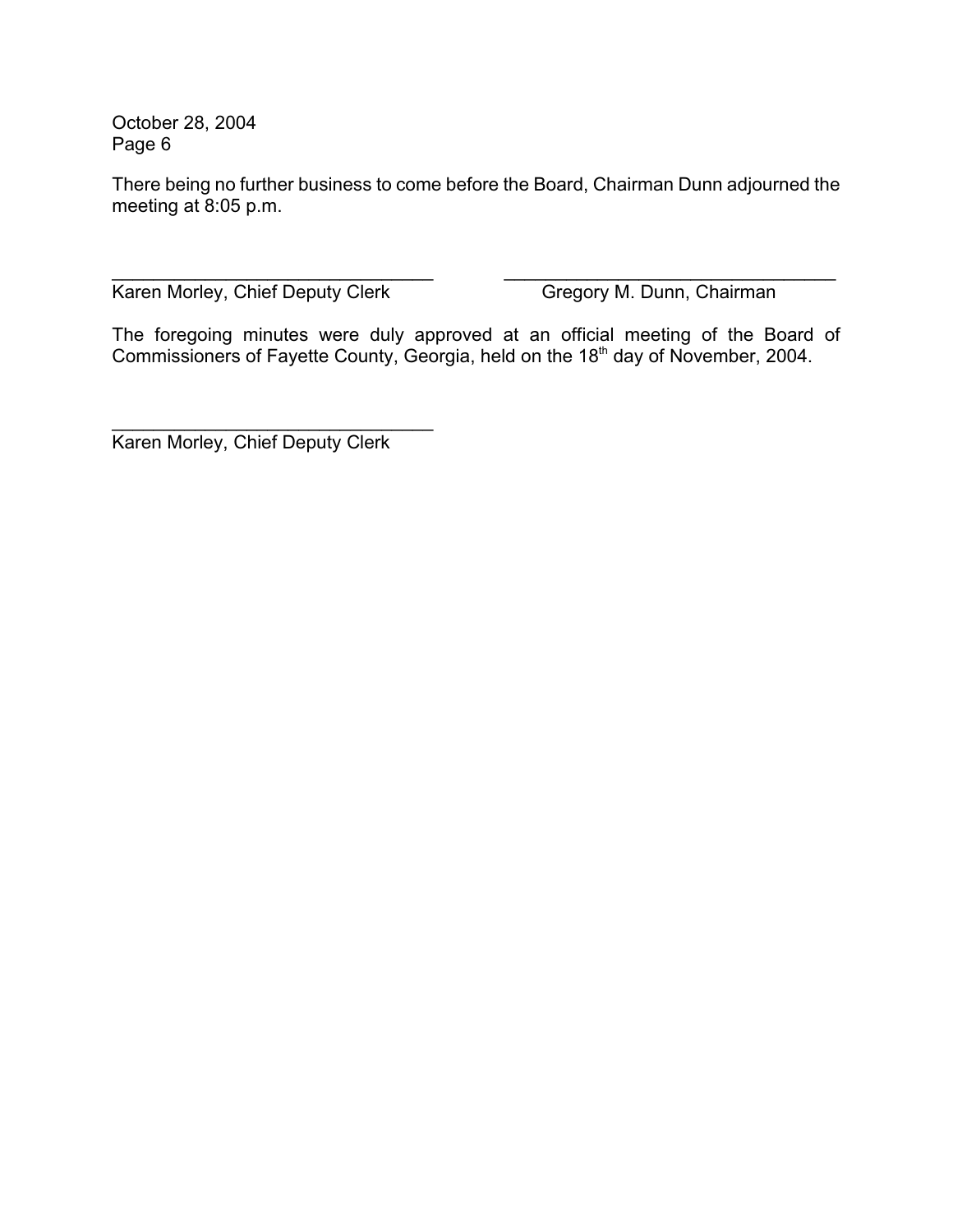There being no further business to come before the Board, Chairman Dunn adjourned the meeting at 8:05 p.m.

\_\_\_\_\_\_\_\_\_\_\_\_\_\_\_\_\_\_\_\_\_\_\_\_\_\_\_\_\_\_\_\_\_ \_\_\_\_\_\_\_\_\_\_\_\_\_\_\_\_\_\_\_\_\_\_\_\_\_\_\_\_\_\_\_\_\_\_
Karen Morley, Chief Deputy Clerk Gregory M. Dunn, Chairman

The foregoing minutes were duly approved at an official meeting of the Board of Commissioners of Fayette County, Georgia, held on the 18th day of November, 2004.

\_\_\_\_\_\_\_\_\_\_\_\_\_\_\_\_\_\_\_\_\_\_\_\_\_\_\_\_\_\_\_\_\_
Karen Morley, Chief Deputy Clerk